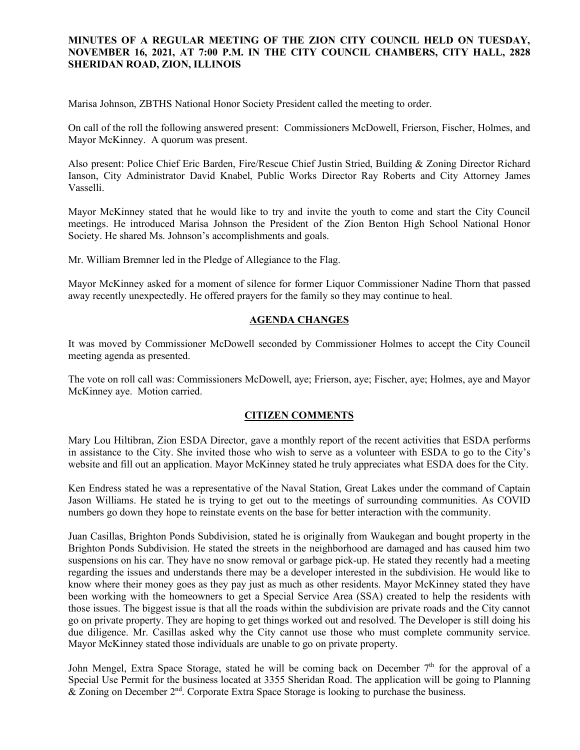**MINUTES OF A REGULAR MEETING OF THE ZION CITY COUNCIL HELD ON TUESDAY, NOVEMBER 16, 2021, AT 7:00 P.M. IN THE CITY COUNCIL CHAMBERS, CITY HALL, 2828 SHERIDAN ROAD, ZION, ILLINOIS**

Marisa Johnson, ZBTHS National Honor Society President called the meeting to order.

On call of the roll the following answered present: Commissioners McDowell, Frierson, Fischer, Holmes, and Mayor McKinney. A quorum was present.

Also present: Police Chief Eric Barden, Fire/Rescue Chief Justin Stried, Building & Zoning Director Richard Ianson, City Administrator David Knabel, Public Works Director Ray Roberts and City Attorney James Vasselli.

Mayor McKinney stated that he would like to try and invite the youth to come and start the City Council meetings. He introduced Marisa Johnson the President of the Zion Benton High School National Honor Society. He shared Ms. Johnson's accomplishments and goals.

Mr. William Bremner led in the Pledge of Allegiance to the Flag.

Mayor McKinney asked for a moment of silence for former Liquor Commissioner Nadine Thorn that passed away recently unexpectedly. He offered prayers for the family so they may continue to heal.

## AGENDA CHANGES

It was moved by Commissioner McDowell seconded by Commissioner Holmes to accept the City Council meeting agenda as presented.

The vote on roll call was: Commissioners McDowell, aye; Frierson, aye; Fischer, aye; Holmes, aye and Mayor McKinney aye. Motion carried.

## CITIZEN COMMENTS

Mary Lou Hiltibran, Zion ESDA Director, gave a monthly report of the recent activities that ESDA performs in assistance to the City. She invited those who wish to serve as a volunteer with ESDA to go to the City's website and fill out an application. Mayor McKinney stated he truly appreciates what ESDA does for the City.

Ken Endress stated he was a representative of the Naval Station, Great Lakes under the command of Captain Jason Williams. He stated he is trying to get out to the meetings of surrounding communities. As COVID numbers go down they hope to reinstate events on the base for better interaction with the community.

Juan Casillas, Brighton Ponds Subdivision, stated he is originally from Waukegan and bought property in the Brighton Ponds Subdivision. He stated the streets in the neighborhood are damaged and has caused him two suspensions on his car. They have no snow removal or garbage pick-up. He stated they recently had a meeting regarding the issues and understands there may be a developer interested in the subdivision. He would like to know where their money goes as they pay just as much as other residents. Mayor McKinney stated they have been working with the homeowners to get a Special Service Area (SSA) created to help the residents with those issues. The biggest issue is that all the roads within the subdivision are private roads and the City cannot go on private property. They are hoping to get things worked out and resolved. The Developer is still doing his due diligence. Mr. Casillas asked why the City cannot use those who must complete community service. Mayor McKinney stated those individuals are unable to go on private property.

John Mengel, Extra Space Storage, stated he will be coming back on December 7th for the approval of a Special Use Permit for the business located at 3355 Sheridan Road. The application will be going to Planning & Zoning on December 2nd. Corporate Extra Space Storage is looking to purchase the business.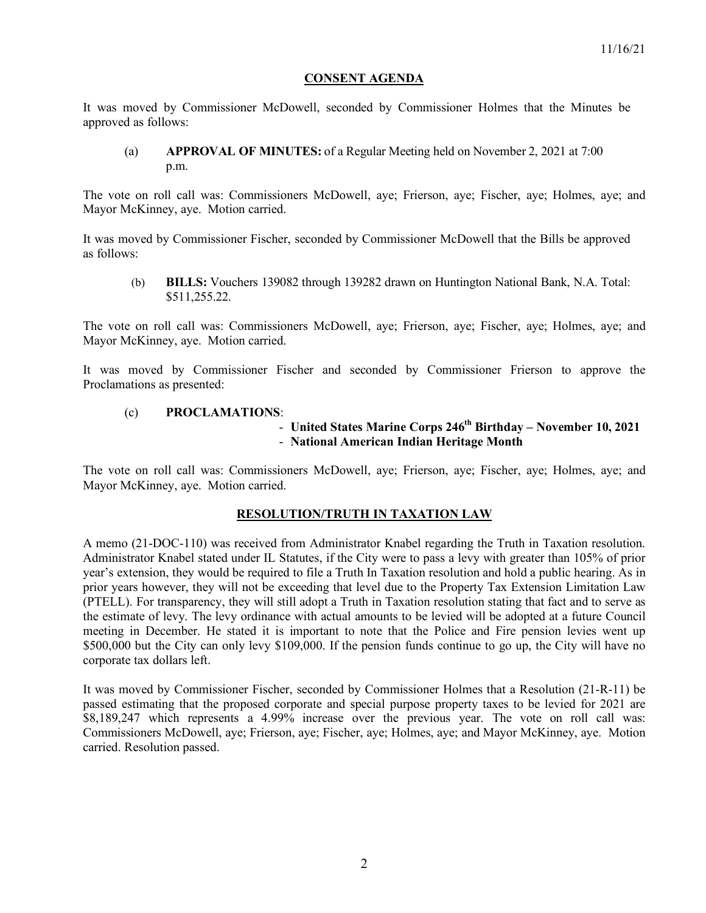11/16/21

## CONSENT AGENDA

It was moved by Commissioner McDowell, seconded by Commissioner Holmes that the Minutes be approved as follows:

(a) **APPROVAL OF MINUTES:** of a Regular Meeting held on November 2, 2021 at 7:00 p.m.

The vote on roll call was: Commissioners McDowell, aye; Frierson, aye; Fischer, aye; Holmes, aye; and Mayor McKinney, aye. Motion carried.

It was moved by Commissioner Fischer, seconded by Commissioner McDowell that the Bills be approved as follows:

(b) **BILLS:** Vouchers 139082 through 139282 drawn on Huntington National Bank, N.A. Total: $511,255.22.

The vote on roll call was: Commissioners McDowell, aye; Frierson, aye; Fischer, aye; Holmes, aye; and Mayor McKinney, aye. Motion carried.

It was moved by Commissioner Fischer and seconded by Commissioner Frierson to approve the Proclamations as presented:

(c) **PROCLAMATIONS**:
- **United States Marine Corps 246th Birthday – November 10, 2021**
- **National American Indian Heritage Month**

The vote on roll call was: Commissioners McDowell, aye; Frierson, aye; Fischer, aye; Holmes, aye; and Mayor McKinney, aye. Motion carried.

## RESOLUTION/TRUTH IN TAXATION LAW

A memo (21-DOC-110) was received from Administrator Knabel regarding the Truth in Taxation resolution. Administrator Knabel stated under IL Statutes, if the City were to pass a levy with greater than 105% of prior year's extension, they would be required to file a Truth In Taxation resolution and hold a public hearing. As in prior years however, they will not be exceeding that level due to the Property Tax Extension Limitation Law (PTELL). For transparency, they will still adopt a Truth in Taxation resolution stating that fact and to serve as the estimate of levy. The levy ordinance with actual amounts to be levied will be adopted at a future Council meeting in December. He stated it is important to note that the Police and Fire pension levies went up $500,000 but the City can only levy $109,000. If the pension funds continue to go up, the City will have no corporate tax dollars left.

It was moved by Commissioner Fischer, seconded by Commissioner Holmes that a Resolution (21-R-11) be passed estimating that the proposed corporate and special purpose property taxes to be levied for 2021 are $8,189,247 which represents a 4.99% increase over the previous year. The vote on roll call was: Commissioners McDowell, aye; Frierson, aye; Fischer, aye; Holmes, aye; and Mayor McKinney, aye. Motion carried. Resolution passed.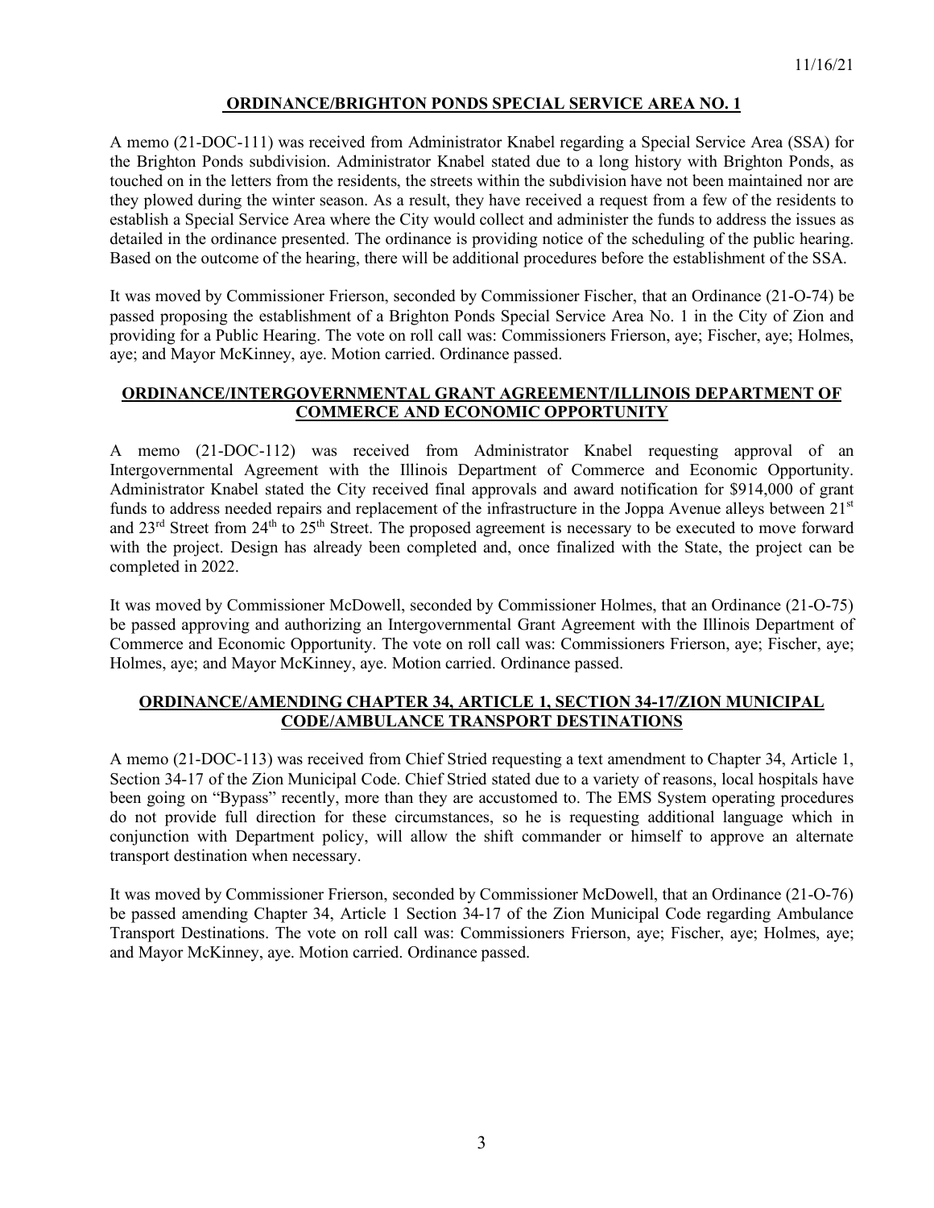## ORDINANCE/BRIGHTON PONDS SPECIAL SERVICE AREA NO. 1

A memo (21-DOC-111) was received from Administrator Knabel regarding a Special Service Area (SSA) for the Brighton Ponds subdivision. Administrator Knabel stated due to a long history with Brighton Ponds, as touched on in the letters from the residents, the streets within the subdivision have not been maintained nor are they plowed during the winter season. As a result, they have received a request from a few of the residents to establish a Special Service Area where the City would collect and administer the funds to address the issues as detailed in the ordinance presented. The ordinance is providing notice of the scheduling of the public hearing. Based on the outcome of the hearing, there will be additional procedures before the establishment of the SSA.

It was moved by Commissioner Frierson, seconded by Commissioner Fischer, that an Ordinance (21-O-74) be passed proposing the establishment of a Brighton Ponds Special Service Area No. 1 in the City of Zion and providing for a Public Hearing. The vote on roll call was: Commissioners Frierson, aye; Fischer, aye; Holmes, aye; and Mayor McKinney, aye. Motion carried. Ordinance passed.

## ORDINANCE/INTERGOVERNMENTAL GRANT AGREEMENT/ILLINOIS DEPARTMENT OF COMMERCE AND ECONOMIC OPPORTUNITY

A memo (21-DOC-112) was received from Administrator Knabel requesting approval of an Intergovernmental Agreement with the Illinois Department of Commerce and Economic Opportunity. Administrator Knabel stated the City received final approvals and award notification for $914,000 of grant funds to address needed repairs and replacement of the infrastructure in the Joppa Avenue alleys between 21st and 23rd Street from 24th to 25th Street. The proposed agreement is necessary to be executed to move forward with the project. Design has already been completed and, once finalized with the State, the project can be completed in 2022.

It was moved by Commissioner McDowell, seconded by Commissioner Holmes, that an Ordinance (21-O-75) be passed approving and authorizing an Intergovernmental Grant Agreement with the Illinois Department of Commerce and Economic Opportunity. The vote on roll call was: Commissioners Frierson, aye; Fischer, aye; Holmes, aye; and Mayor McKinney, aye. Motion carried. Ordinance passed.

## ORDINANCE/AMENDING CHAPTER 34, ARTICLE 1, SECTION 34-17/ZION MUNICIPAL CODE/AMBULANCE TRANSPORT DESTINATIONS

A memo (21-DOC-113) was received from Chief Stried requesting a text amendment to Chapter 34, Article 1, Section 34-17 of the Zion Municipal Code. Chief Stried stated due to a variety of reasons, local hospitals have been going on "Bypass" recently, more than they are accustomed to. The EMS System operating procedures do not provide full direction for these circumstances, so he is requesting additional language which in conjunction with Department policy, will allow the shift commander or himself to approve an alternate transport destination when necessary.

It was moved by Commissioner Frierson, seconded by Commissioner McDowell, that an Ordinance (21-O-76) be passed amending Chapter 34, Article 1 Section 34-17 of the Zion Municipal Code regarding Ambulance Transport Destinations. The vote on roll call was: Commissioners Frierson, aye; Fischer, aye; Holmes, aye; and Mayor McKinney, aye. Motion carried. Ordinance passed.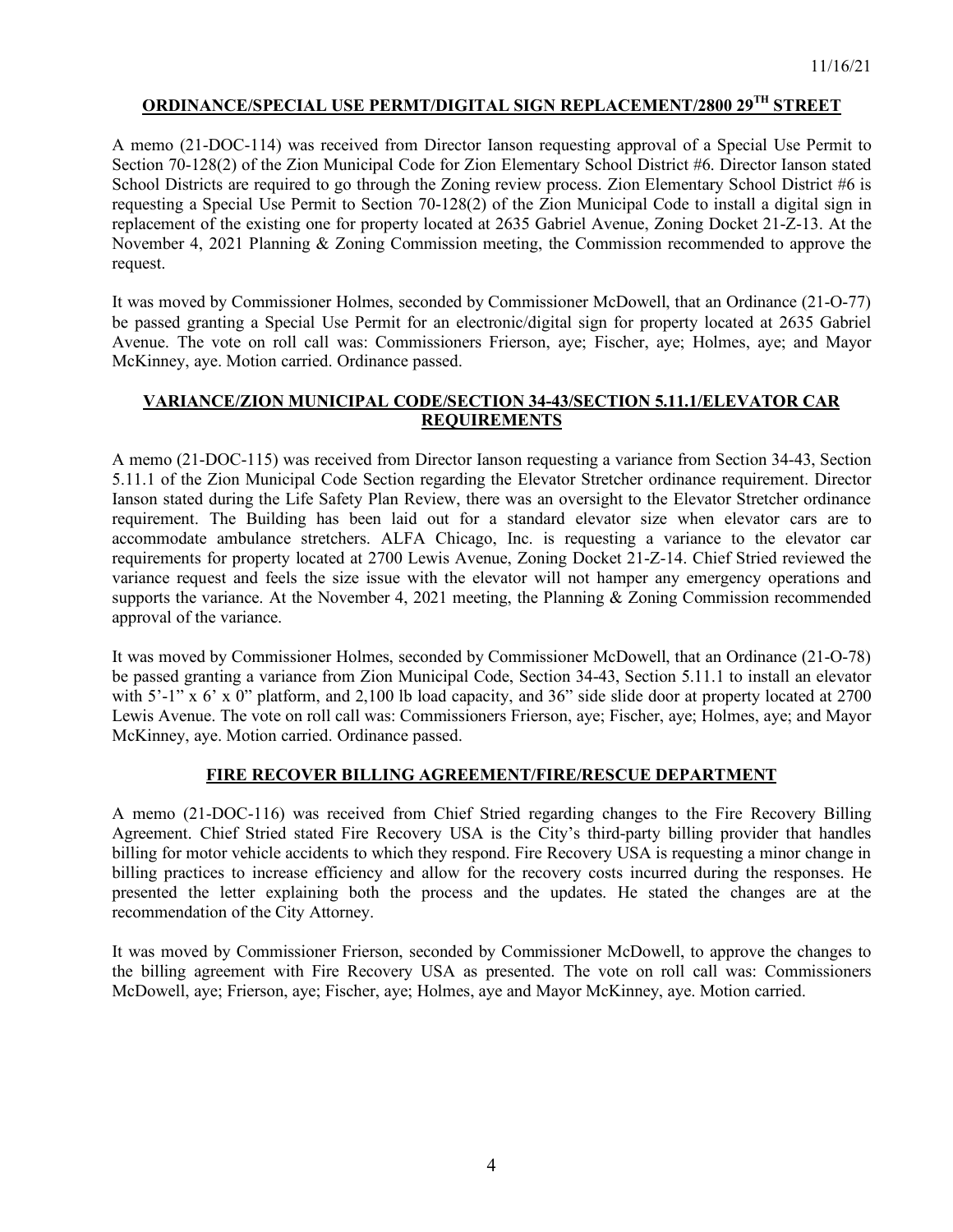## ORDINANCE/SPECIAL USE PERMT/DIGITAL SIGN REPLACEMENT/2800 29TH STREET

A memo (21-DOC-114) was received from Director Ianson requesting approval of a Special Use Permit to Section 70-128(2) of the Zion Municipal Code for Zion Elementary School District #6. Director Ianson stated School Districts are required to go through the Zoning review process. Zion Elementary School District #6 is requesting a Special Use Permit to Section 70-128(2) of the Zion Municipal Code to install a digital sign in replacement of the existing one for property located at 2635 Gabriel Avenue, Zoning Docket 21-Z-13. At the November 4, 2021 Planning & Zoning Commission meeting, the Commission recommended to approve the request.

It was moved by Commissioner Holmes, seconded by Commissioner McDowell, that an Ordinance (21-O-77) be passed granting a Special Use Permit for an electronic/digital sign for property located at 2635 Gabriel Avenue. The vote on roll call was: Commissioners Frierson, aye; Fischer, aye; Holmes, aye; and Mayor McKinney, aye. Motion carried. Ordinance passed.

## VARIANCE/ZION MUNICIPAL CODE/SECTION 34-43/SECTION 5.11.1/ELEVATOR CAR REQUIREMENTS

A memo (21-DOC-115) was received from Director Ianson requesting a variance from Section 34-43, Section 5.11.1 of the Zion Municipal Code Section regarding the Elevator Stretcher ordinance requirement. Director Ianson stated during the Life Safety Plan Review, there was an oversight to the Elevator Stretcher ordinance requirement. The Building has been laid out for a standard elevator size when elevator cars are to accommodate ambulance stretchers. ALFA Chicago, Inc. is requesting a variance to the elevator car requirements for property located at 2700 Lewis Avenue, Zoning Docket 21-Z-14. Chief Stried reviewed the variance request and feels the size issue with the elevator will not hamper any emergency operations and supports the variance. At the November 4, 2021 meeting, the Planning & Zoning Commission recommended approval of the variance.

It was moved by Commissioner Holmes, seconded by Commissioner McDowell, that an Ordinance (21-O-78) be passed granting a variance from Zion Municipal Code, Section 34-43, Section 5.11.1 to install an elevator with 5'-1" x 6' x 0" platform, and 2,100 lb load capacity, and 36" side slide door at property located at 2700 Lewis Avenue. The vote on roll call was: Commissioners Frierson, aye; Fischer, aye; Holmes, aye; and Mayor McKinney, aye. Motion carried. Ordinance passed.

## FIRE RECOVER BILLING AGREEMENT/FIRE/RESCUE DEPARTMENT

A memo (21-DOC-116) was received from Chief Stried regarding changes to the Fire Recovery Billing Agreement. Chief Stried stated Fire Recovery USA is the City's third-party billing provider that handles billing for motor vehicle accidents to which they respond. Fire Recovery USA is requesting a minor change in billing practices to increase efficiency and allow for the recovery costs incurred during the responses. He presented the letter explaining both the process and the updates. He stated the changes are at the recommendation of the City Attorney.

It was moved by Commissioner Frierson, seconded by Commissioner McDowell, to approve the changes to the billing agreement with Fire Recovery USA as presented. The vote on roll call was: Commissioners McDowell, aye; Frierson, aye; Fischer, aye; Holmes, aye and Mayor McKinney, aye. Motion carried.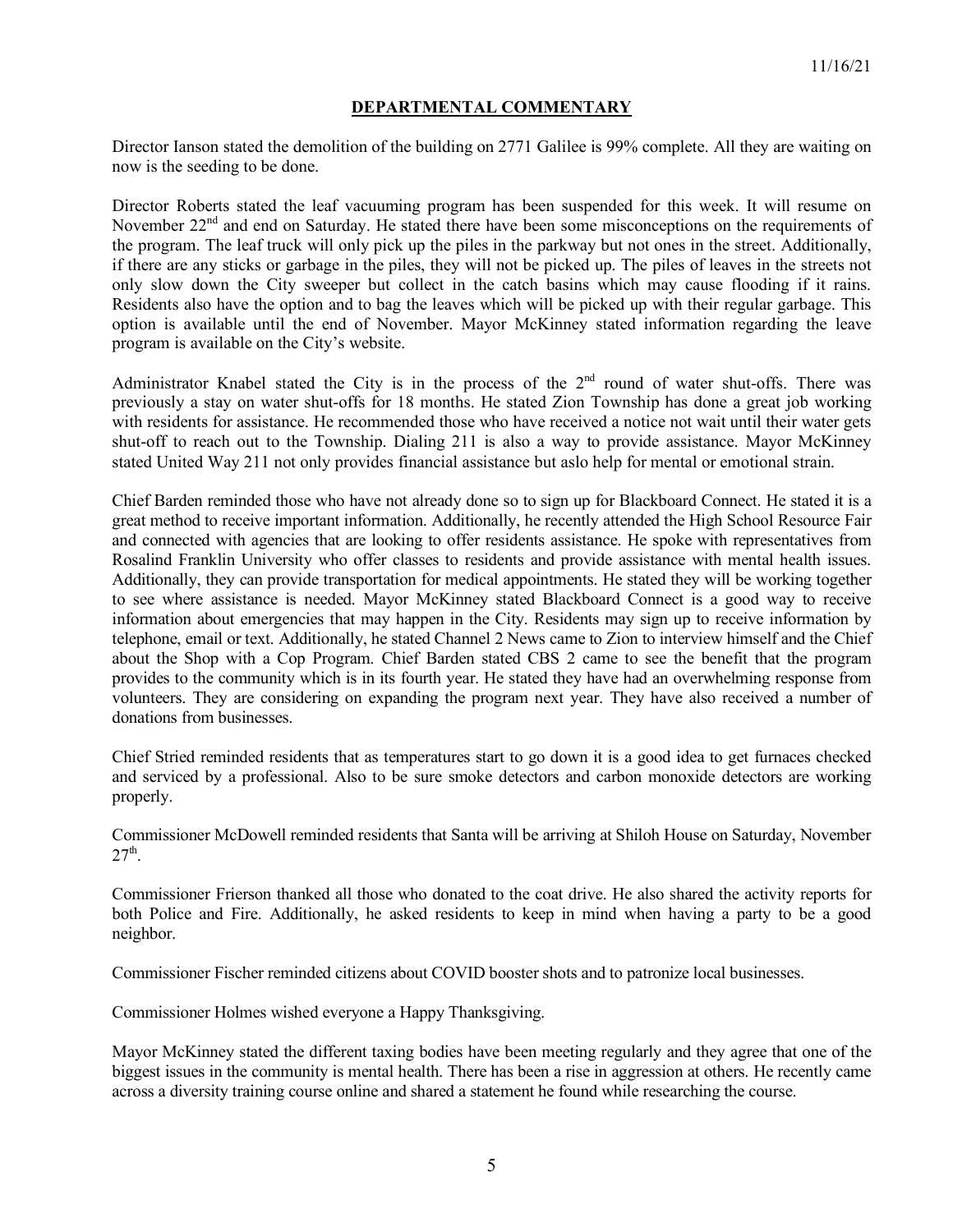## DEPARTMENTAL COMMENTARY

Director Ianson stated the demolition of the building on 2771 Galilee is 99% complete. All they are waiting on now is the seeding to be done.

Director Roberts stated the leaf vacuuming program has been suspended for this week. It will resume on November 22nd and end on Saturday. He stated there have been some misconceptions on the requirements of the program. The leaf truck will only pick up the piles in the parkway but not ones in the street. Additionally, if there are any sticks or garbage in the piles, they will not be picked up. The piles of leaves in the streets not only slow down the City sweeper but collect in the catch basins which may cause flooding if it rains. Residents also have the option and to bag the leaves which will be picked up with their regular garbage. This option is available until the end of November. Mayor McKinney stated information regarding the leave program is available on the City's website.

Administrator Knabel stated the City is in the process of the 2nd round of water shut-offs. There was previously a stay on water shut-offs for 18 months. He stated Zion Township has done a great job working with residents for assistance. He recommended those who have received a notice not wait until their water gets shut-off to reach out to the Township. Dialing 211 is also a way to provide assistance. Mayor McKinney stated United Way 211 not only provides financial assistance but aslo help for mental or emotional strain.

Chief Barden reminded those who have not already done so to sign up for Blackboard Connect. He stated it is a great method to receive important information. Additionally, he recently attended the High School Resource Fair and connected with agencies that are looking to offer residents assistance. He spoke with representatives from Rosalind Franklin University who offer classes to residents and provide assistance with mental health issues. Additionally, they can provide transportation for medical appointments. He stated they will be working together to see where assistance is needed. Mayor McKinney stated Blackboard Connect is a good way to receive information about emergencies that may happen in the City. Residents may sign up to receive information by telephone, email or text. Additionally, he stated Channel 2 News came to Zion to interview himself and the Chief about the Shop with a Cop Program. Chief Barden stated CBS 2 came to see the benefit that the program provides to the community which is in its fourth year. He stated they have had an overwhelming response from volunteers. They are considering on expanding the program next year. They have also received a number of donations from businesses.

Chief Stried reminded residents that as temperatures start to go down it is a good idea to get furnaces checked and serviced by a professional. Also to be sure smoke detectors and carbon monoxide detectors are working properly.

Commissioner McDowell reminded residents that Santa will be arriving at Shiloh House on Saturday, November 27th.

Commissioner Frierson thanked all those who donated to the coat drive. He also shared the activity reports for both Police and Fire. Additionally, he asked residents to keep in mind when having a party to be a good neighbor.

Commissioner Fischer reminded citizens about COVID booster shots and to patronize local businesses.

Commissioner Holmes wished everyone a Happy Thanksgiving.

Mayor McKinney stated the different taxing bodies have been meeting regularly and they agree that one of the biggest issues in the community is mental health. There has been a rise in aggression at others. He recently came across a diversity training course online and shared a statement he found while researching the course.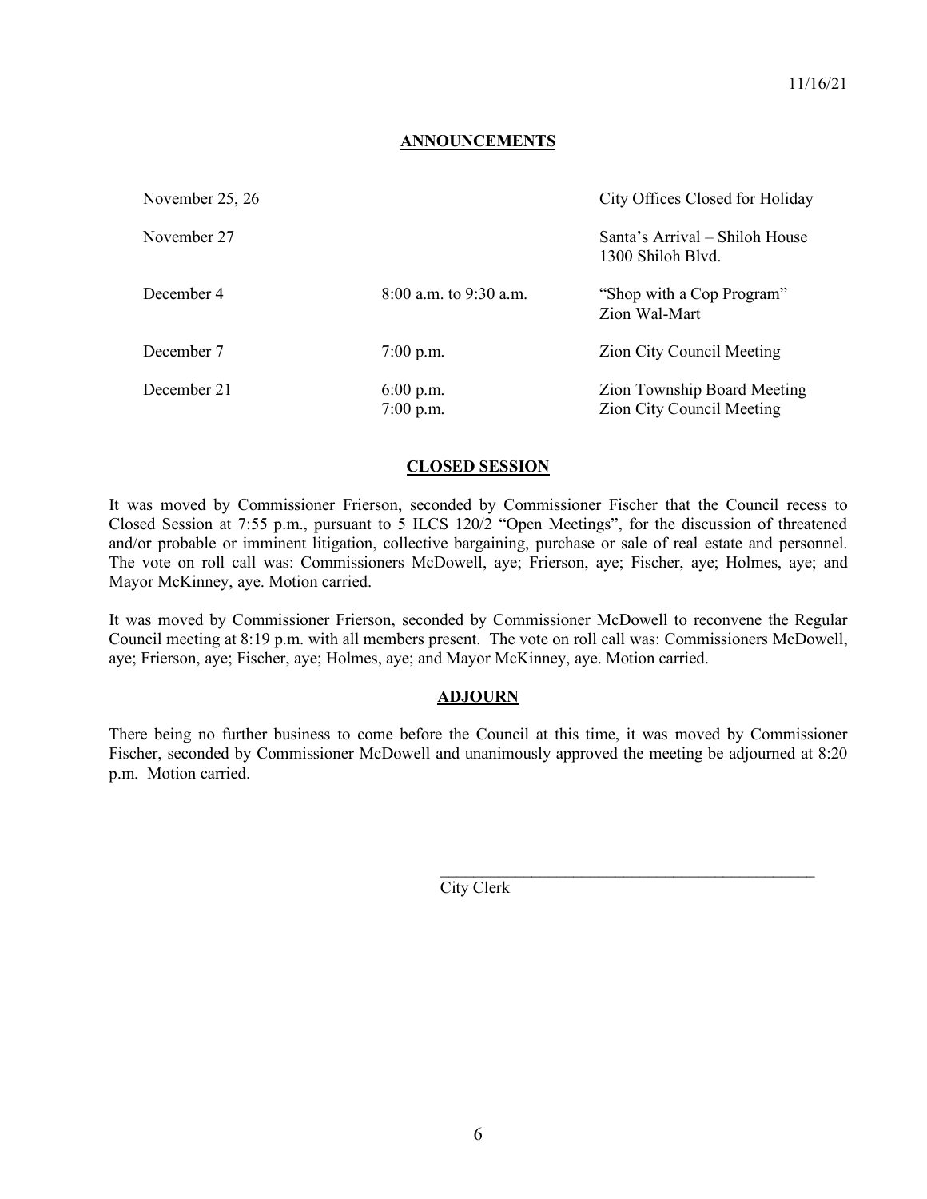11/16/21

## ANNOUNCEMENTS

| | | |
|---|---|---|
| November 25, 26 | | City Offices Closed for Holiday |
| November 27 | | Santa's Arrival – Shiloh House 1300 Shiloh Blvd. |
| December 4 | 8:00 a.m. to 9:30 a.m. | "Shop with a Cop Program" Zion Wal-Mart |
| December 7 | 7:00 p.m. | Zion City Council Meeting |
| December 21 | 6:00 p.m. 7:00 p.m. | Zion Township Board Meeting Zion City Council Meeting |

## CLOSED SESSION

It was moved by Commissioner Frierson, seconded by Commissioner Fischer that the Council recess to Closed Session at 7:55 p.m., pursuant to 5 ILCS 120/2 "Open Meetings", for the discussion of threatened and/or probable or imminent litigation, collective bargaining, purchase or sale of real estate and personnel. The vote on roll call was: Commissioners McDowell, aye; Frierson, aye; Fischer, aye; Holmes, aye; and Mayor McKinney, aye. Motion carried.

It was moved by Commissioner Frierson, seconded by Commissioner McDowell to reconvene the Regular Council meeting at 8:19 p.m. with all members present. The vote on roll call was: Commissioners McDowell, aye; Frierson, aye; Fischer, aye; Holmes, aye; and Mayor McKinney, aye. Motion carried.

## ADJOURN

There being no further business to come before the Council at this time, it was moved by Commissioner Fischer, seconded by Commissioner McDowell and unanimously approved the meeting be adjourned at 8:20 p.m. Motion carried.

\_\_\_\_\_\_\_\_\_\_\_\_\_\_\_\_\_\_\_\_\_\_\_\_\_\_\_\_\_\_\_\_\_\_\_\_\_\_\_\_\_\_\_\_

City Clerk